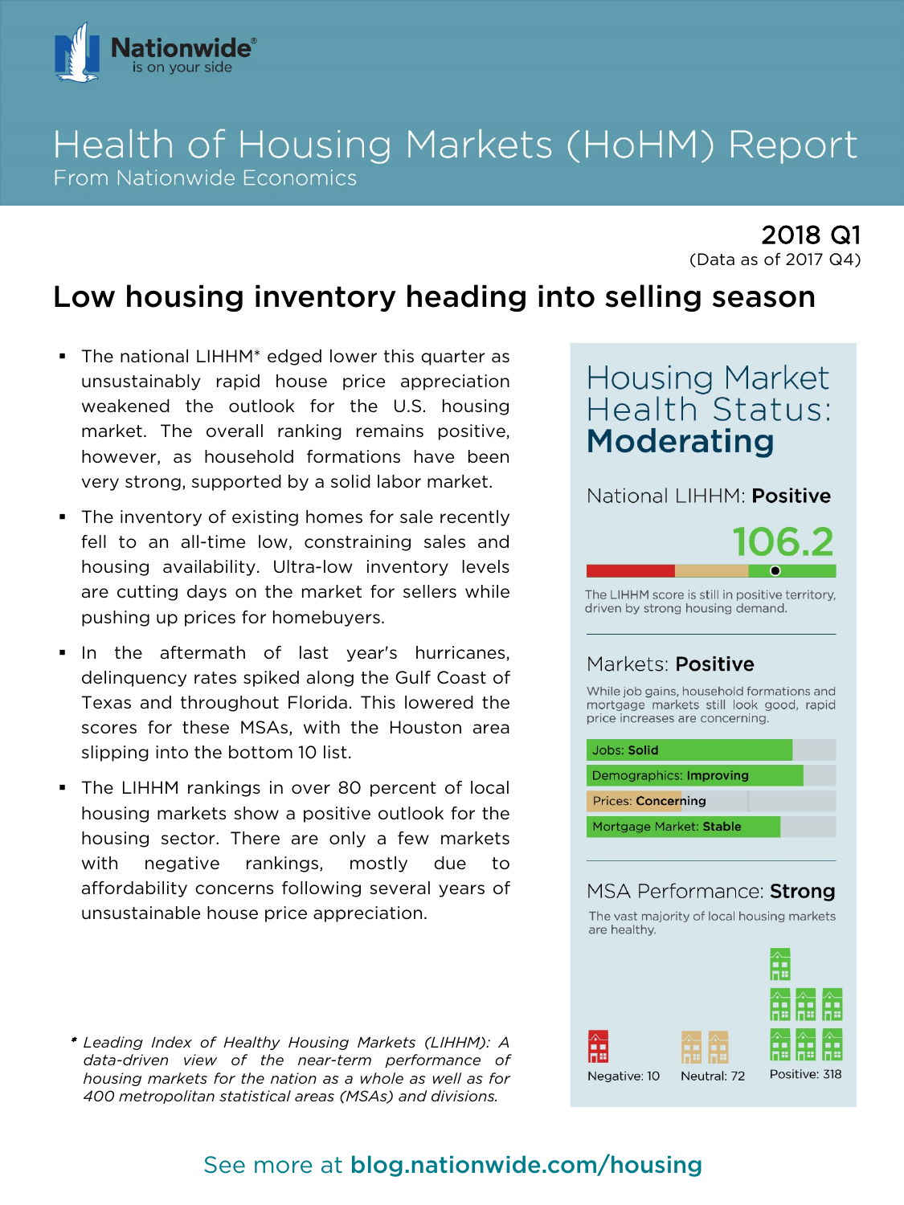Nationwide®
is on your side

# Health of Housing Markets (HoHM) Report

From Nationwide Economics

**2018 Q1**
(Data as of 2017 Q4)

## Low housing inventory heading into selling season

- The national LIHHM* edged lower this quarter as unsustainably rapid house price appreciation weakened the outlook for the U.S. housing market. The overall ranking remains positive, however, as household formations have been very strong, supported by a solid labor market.
- The inventory of existing homes for sale recently fell to an all-time low, constraining sales and housing availability. Ultra-low inventory levels are cutting days on the market for sellers while pushing up prices for homebuyers.
- In the aftermath of last year's hurricanes, delinquency rates spiked along the Gulf Coast of Texas and throughout Florida. This lowered the scores for these MSAs, with the Houston area slipping into the bottom 10 list.
- The LIHHM rankings in over 80 percent of local housing markets show a positive outlook for the housing sector. There are only a few markets with negative rankings, mostly due to affordability concerns following several years of unsustainable house price appreciation.

\* *Leading Index of Healthy Housing Markets (LIHHM): A data-driven view of the near-term performance of housing markets for the nation as a whole as well as for 400 metropolitan statistical areas (MSAs) and divisions.*

### Housing Market Health Status: **Moderating**

National LIHHM: **Positive**

**106.2**

The LIHHM score is still in positive territory, driven by strong housing demand.

Markets: **Positive**

While job gains, household formations and mortgage markets still look good, rapid price increases are concerning.

- Jobs: **Solid**
- Demographics: **Improving**
- Prices: **Concerning**
- Mortgage Market: **Stable**

MSA Performance: **Strong**

The vast majority of local housing markets are healthy.

Negative: 10 | Neutral: 72 | Positive: 318

See more at **blog.nationwide.com/housing**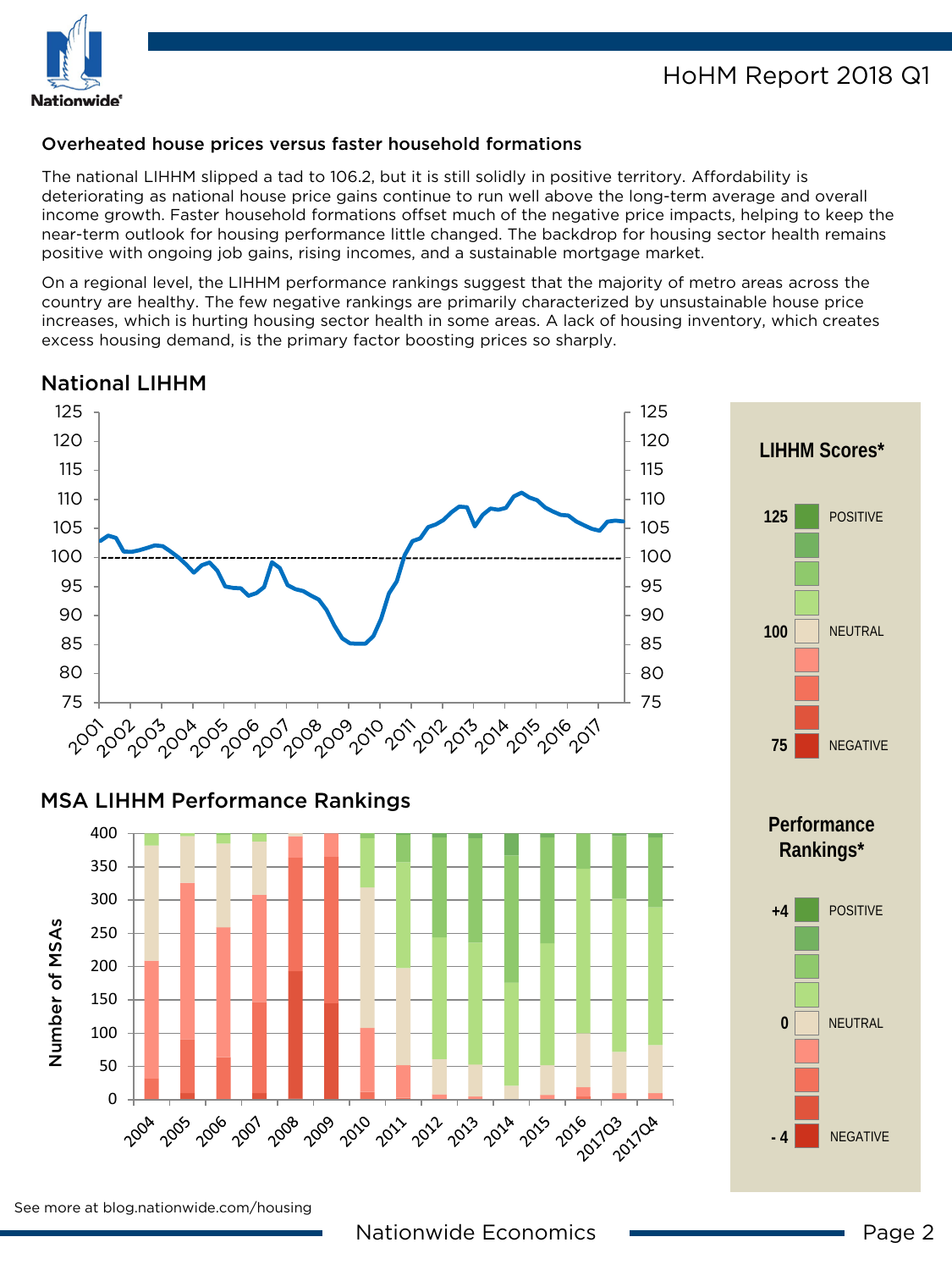## Overheated house prices versus faster household formations

The national LIHHM slipped a tad to 106.2, but it is still solidly in positive territory. Affordability is deteriorating as national house price gains continue to run well above the long-term average and overall income growth. Faster household formations offset much of the negative price impacts, helping to keep the near-term outlook for housing performance little changed. The backdrop for housing sector health remains positive with ongoing job gains, rising incomes, and a sustainable mortgage market.

On a regional level, the LIHHM performance rankings suggest that the majority of metro areas across the country are healthy. The few negative rankings are primarily characterized by unsustainable house price increases, which is hurting housing sector health in some areas. A lack of housing inventory, which creates excess housing demand, is the primary factor boosting prices so sharply.

### National LIHHM

### MSA LIHHM Performance Rankings

**LIHHM Scores***

- 125 POSITIVE
- 100 NEUTRAL
- 75 NEGATIVE

**Performance Rankings***

- +4 POSITIVE
- 0 NEUTRAL
- -4 NEGATIVE

See more at blog.nationwide.com/housing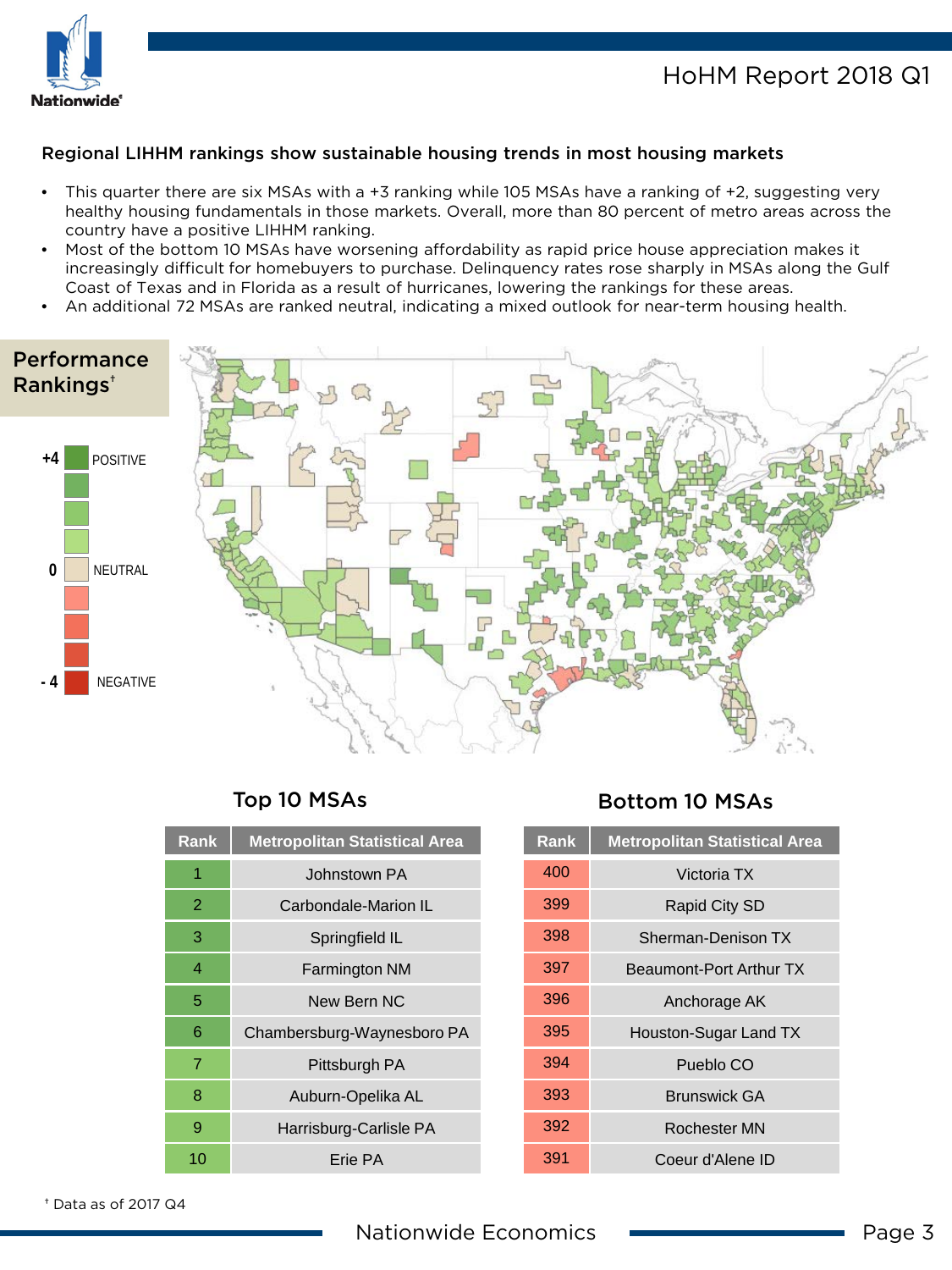## Regional LIHHM rankings show sustainable housing trends in most housing markets

- This quarter there are six MSAs with a +3 ranking while 105 MSAs have a ranking of +2, suggesting very healthy housing fundamentals in those markets. Overall, more than 80 percent of metro areas across the country have a positive LIHHM ranking.
- Most of the bottom 10 MSAs have worsening affordability as rapid price house appreciation makes it increasingly difficult for homebuyers to purchase. Delinquency rates rose sharply in MSAs along the Gulf Coast of Texas and in Florida as a result of hurricanes, lowering the rankings for these areas.
- An additional 72 MSAs are ranked neutral, indicating a mixed outlook for near-term housing health.

### Performance Rankings†

+4 POSITIVE
0 NEUTRAL
-4 NEGATIVE

### Top 10 MSAs

| Rank | Metropolitan Statistical Area |
|---|---|
| 1 | Johnstown PA |
| 2 | Carbondale-Marion IL |
| 3 | Springfield IL |
| 4 | Farmington NM |
| 5 | New Bern NC |
| 6 | Chambersburg-Waynesboro PA |
| 7 | Pittsburgh PA |
| 8 | Auburn-Opelika AL |
| 9 | Harrisburg-Carlisle PA |
| 10 | Erie PA |

### Bottom 10 MSAs

| Rank | Metropolitan Statistical Area |
|---|---|
| 400 | Victoria TX |
| 399 | Rapid City SD |
| 398 | Sherman-Denison TX |
| 397 | Beaumont-Port Arthur TX |
| 396 | Anchorage AK |
| 395 | Houston-Sugar Land TX |
| 394 | Pueblo CO |
| 393 | Brunswick GA |
| 392 | Rochester MN |
| 391 | Coeur d'Alene ID |

† Data as of 2017 Q4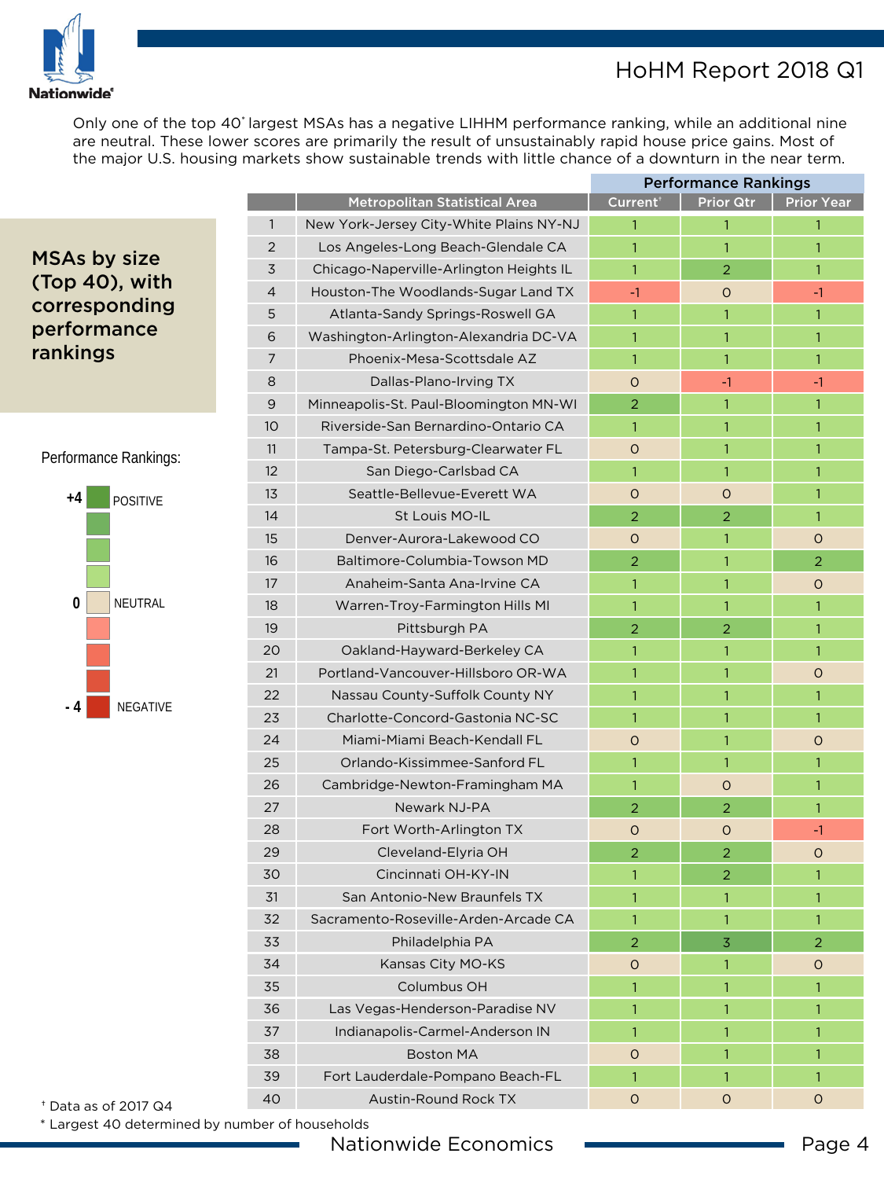Only one of the top 40* largest MSAs has a negative LIHHM performance ranking, while an additional nine are neutral. These lower scores are primarily the result of unsustainably rapid house price gains. Most of the major U.S. housing markets show sustainable trends with little chance of a downturn in the near term.

## MSAs by size (Top 40), with corresponding performance rankings

Performance Rankings:

- +4 POSITIVE
- 0 NEUTRAL
- -4 NEGATIVE

| | Metropolitan Statistical Area | Performance Rankings | | |
|---|---|---|---|---|
| | | Current† | Prior Qtr | Prior Year |
| 1 | New York-Jersey City-White Plains NY-NJ | 1 | 1 | 1 |
| 2 | Los Angeles-Long Beach-Glendale CA | 1 | 1 | 1 |
| 3 | Chicago-Naperville-Arlington Heights IL | 1 | 2 | 1 |
| 4 | Houston-The Woodlands-Sugar Land TX | -1 | 0 | -1 |
| 5 | Atlanta-Sandy Springs-Roswell GA | 1 | 1 | 1 |
| 6 | Washington-Arlington-Alexandria DC-VA | 1 | 1 | 1 |
| 7 | Phoenix-Mesa-Scottsdale AZ | 1 | 1 | 1 |
| 8 | Dallas-Plano-Irving TX | 0 | -1 | -1 |
| 9 | Minneapolis-St. Paul-Bloomington MN-WI | 2 | 1 | 1 |
| 10 | Riverside-San Bernardino-Ontario CA | 1 | 1 | 1 |
| 11 | Tampa-St. Petersburg-Clearwater FL | 0 | 1 | 1 |
| 12 | San Diego-Carlsbad CA | 1 | 1 | 1 |
| 13 | Seattle-Bellevue-Everett WA | 0 | 0 | 1 |
| 14 | St Louis MO-IL | 2 | 2 | 1 |
| 15 | Denver-Aurora-Lakewood CO | 0 | 1 | 0 |
| 16 | Baltimore-Columbia-Towson MD | 2 | 1 | 2 |
| 17 | Anaheim-Santa Ana-Irvine CA | 1 | 1 | 0 |
| 18 | Warren-Troy-Farmington Hills MI | 1 | 1 | 1 |
| 19 | Pittsburgh PA | 2 | 2 | 1 |
| 20 | Oakland-Hayward-Berkeley CA | 1 | 1 | 1 |
| 21 | Portland-Vancouver-Hillsboro OR-WA | 1 | 1 | 0 |
| 22 | Nassau County-Suffolk County NY | 1 | 1 | 1 |
| 23 | Charlotte-Concord-Gastonia NC-SC | 1 | 1 | 1 |
| 24 | Miami-Miami Beach-Kendall FL | 0 | 1 | 0 |
| 25 | Orlando-Kissimmee-Sanford FL | 1 | 1 | 1 |
| 26 | Cambridge-Newton-Framingham MA | 1 | 0 | 1 |
| 27 | Newark NJ-PA | 2 | 2 | 1 |
| 28 | Fort Worth-Arlington TX | 0 | 0 | -1 |
| 29 | Cleveland-Elyria OH | 2 | 2 | 0 |
| 30 | Cincinnati OH-KY-IN | 1 | 2 | 1 |
| 31 | San Antonio-New Braunfels TX | 1 | 1 | 1 |
| 32 | Sacramento-Roseville-Arden-Arcade CA | 1 | 1 | 1 |
| 33 | Philadelphia PA | 2 | 3 | 2 |
| 34 | Kansas City MO-KS | 0 | 1 | 0 |
| 35 | Columbus OH | 1 | 1 | 1 |
| 36 | Las Vegas-Henderson-Paradise NV | 1 | 1 | 1 |
| 37 | Indianapolis-Carmel-Anderson IN | 1 | 1 | 1 |
| 38 | Boston MA | 0 | 1 | 1 |
| 39 | Fort Lauderdale-Pompano Beach-FL | 1 | 1 | 1 |
| 40 | Austin-Round Rock TX | 0 | 0 | 0 |

† Data as of 2017 Q4

* Largest 40 determined by number of households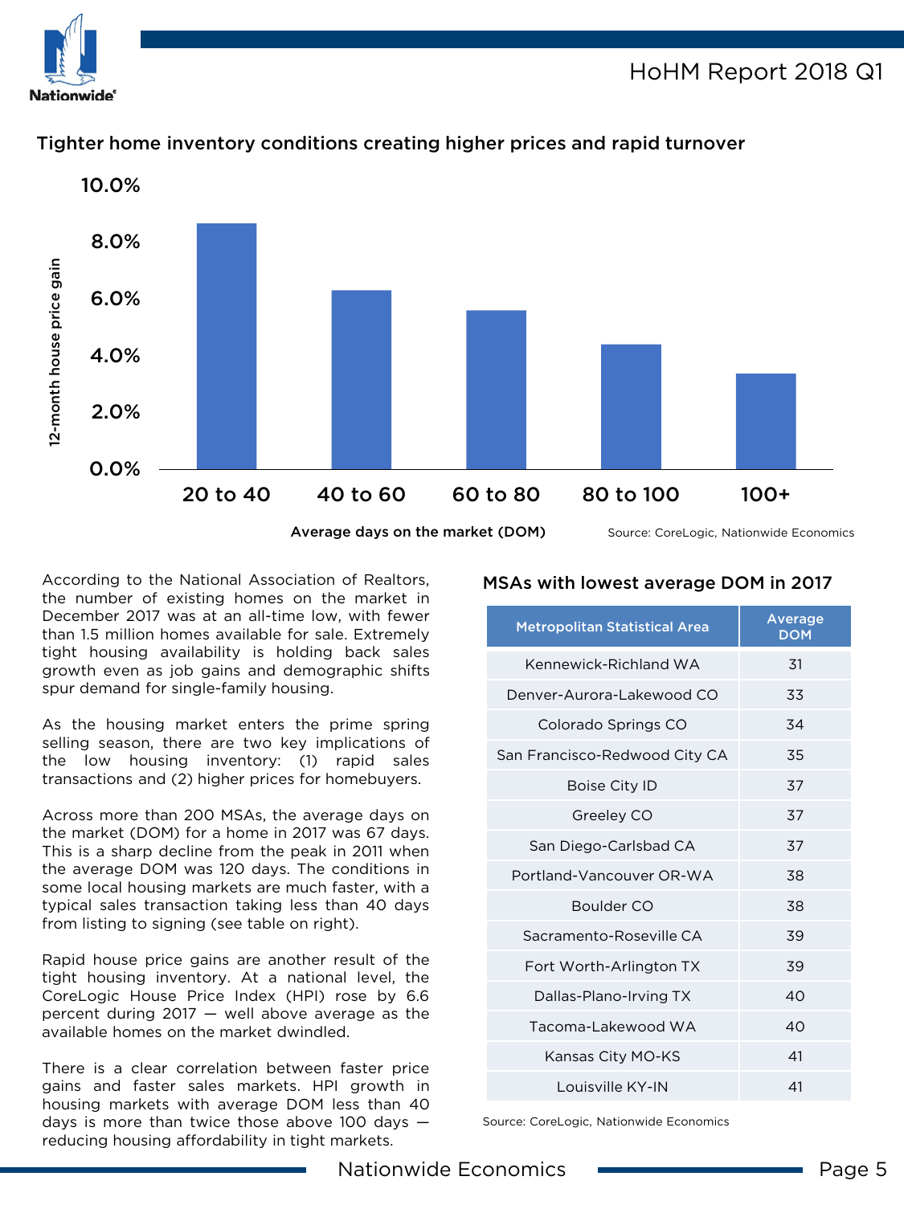## Tighter home inventory conditions creating higher prices and rapid turnover

12-month house price gain

10.0%
8.0%
6.0%
4.0%
2.0%
0.0%

20 to 40 | 40 to 60 | 60 to 80 | 80 to 100 | 100+

Average days on the market (DOM)

Source: CoreLogic, Nationwide Economics

According to the National Association of Realtors, the number of existing homes on the market in December 2017 was at an all-time low, with fewer than 1.5 million homes available for sale. Extremely tight housing availability is holding back sales growth even as job gains and demographic shifts spur demand for single-family housing.

As the housing market enters the prime spring selling season, there are two key implications of the low housing inventory: (1) rapid sales transactions and (2) higher prices for homebuyers.

Across more than 200 MSAs, the average days on the market (DOM) for a home in 2017 was 67 days. This is a sharp decline from the peak in 2011 when the average DOM was 120 days. The conditions in some local housing markets are much faster, with a typical sales transaction taking less than 40 days from listing to signing (see table on right).

Rapid house price gains are another result of the tight housing inventory. At a national level, the CoreLogic House Price Index (HPI) rose by 6.6 percent during 2017 — well above average as the available homes on the market dwindled.

There is a clear correlation between faster price gains and faster sales markets. HPI growth in housing markets with average DOM less than 40 days is more than twice those above 100 days — reducing housing affordability in tight markets.

### MSAs with lowest average DOM in 2017

| Metropolitan Statistical Area | Average DOM |
|---|---|
| Kennewick-Richland WA | 31 |
| Denver-Aurora-Lakewood CO | 33 |
| Colorado Springs CO | 34 |
| San Francisco-Redwood City CA | 35 |
| Boise City ID | 37 |
| Greeley CO | 37 |
| San Diego-Carlsbad CA | 37 |
| Portland-Vancouver OR-WA | 38 |
| Boulder CO | 38 |
| Sacramento-Roseville CA | 39 |
| Fort Worth-Arlington TX | 39 |
| Dallas-Plano-Irving TX | 40 |
| Tacoma-Lakewood WA | 40 |
| Kansas City MO-KS | 41 |
| Louisville KY-IN | 41 |

Source: CoreLogic, Nationwide Economics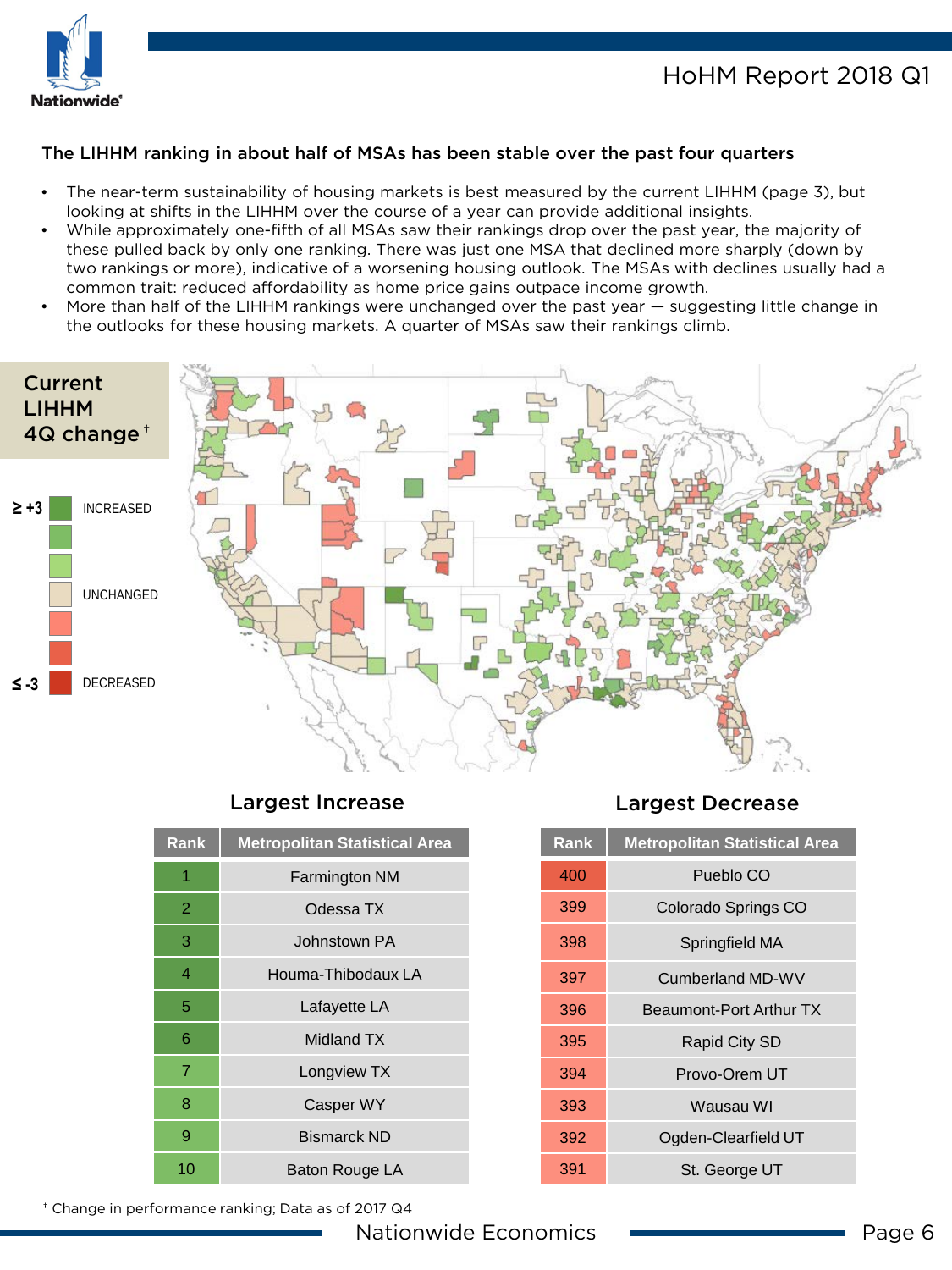## The LIHHM ranking in about half of MSAs has been stable over the past four quarters

- The near-term sustainability of housing markets is best measured by the current LIHHM (page 3), but looking at shifts in the LIHHM over the course of a year can provide additional insights.
- While approximately one-fifth of all MSAs saw their rankings drop over the past year, the majority of these pulled back by only one ranking. There was just one MSA that declined more sharply (down by two rankings or more), indicative of a worsening housing outlook. The MSAs with declines usually had a common trait: reduced affordability as home price gains outpace income growth.
- More than half of the LIHHM rankings were unchanged over the past year — suggesting little change in the outlooks for these housing markets. A quarter of MSAs saw their rankings climb.

**Current LIHHM 4Q change†**

≥ +3 INCREASED

UNCHANGED

≤ -3 DECREASED

### Largest Increase

| Rank | Metropolitan Statistical Area |
|---|---|
| 1 | Farmington NM |
| 2 | Odessa TX |
| 3 | Johnstown PA |
| 4 | Houma-Thibodaux LA |
| 5 | Lafayette LA |
| 6 | Midland TX |
| 7 | Longview TX |
| 8 | Casper WY |
| 9 | Bismarck ND |
| 10 | Baton Rouge LA |

### Largest Decrease

| Rank | Metropolitan Statistical Area |
|---|---|
| 400 | Pueblo CO |
| 399 | Colorado Springs CO |
| 398 | Springfield MA |
| 397 | Cumberland MD-WV |
| 396 | Beaumont-Port Arthur TX |
| 395 | Rapid City SD |
| 394 | Provo-Orem UT |
| 393 | Wausau WI |
| 392 | Ogden-Clearfield UT |
| 391 | St. George UT |

† Change in performance ranking; Data as of 2017 Q4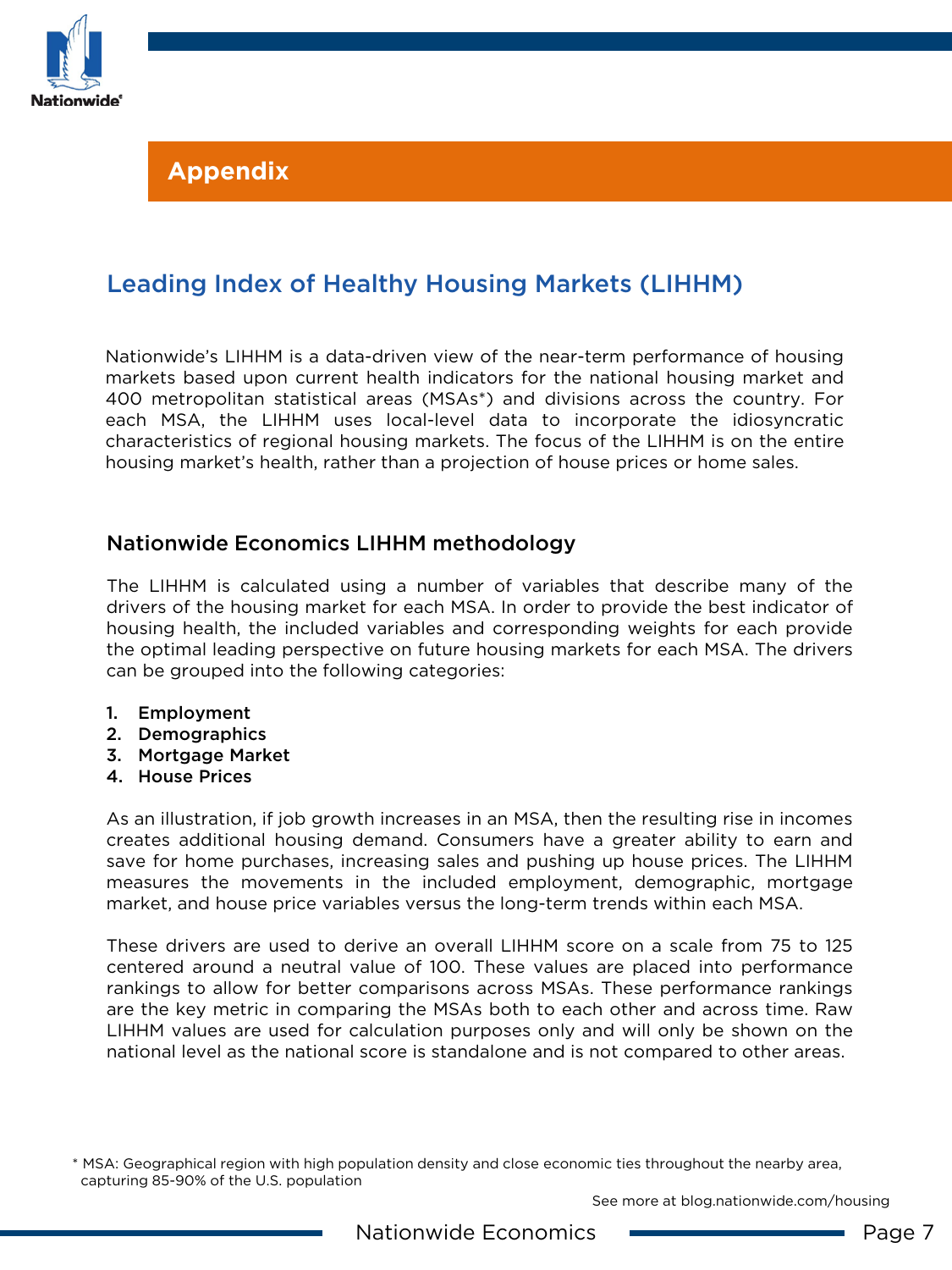# Appendix

## Leading Index of Healthy Housing Markets (LIHHM)

Nationwide's LIHHM is a data-driven view of the near-term performance of housing markets based upon current health indicators for the national housing market and 400 metropolitan statistical areas (MSAs*) and divisions across the country. For each MSA, the LIHHM uses local-level data to incorporate the idiosyncratic characteristics of regional housing markets. The focus of the LIHHM is on the entire housing market's health, rather than a projection of house prices or home sales.

### Nationwide Economics LIHHM methodology

The LIHHM is calculated using a number of variables that describe many of the drivers of the housing market for each MSA. In order to provide the best indicator of housing health, the included variables and corresponding weights for each provide the optimal leading perspective on future housing markets for each MSA. The drivers can be grouped into the following categories:

1. **Employment**
2. **Demographics**
3. **Mortgage Market**
4. **House Prices**

As an illustration, if job growth increases in an MSA, then the resulting rise in incomes creates additional housing demand. Consumers have a greater ability to earn and save for home purchases, increasing sales and pushing up house prices. The LIHHM measures the movements in the included employment, demographic, mortgage market, and house price variables versus the long-term trends within each MSA.

These drivers are used to derive an overall LIHHM score on a scale from 75 to 125 centered around a neutral value of 100. These values are placed into performance rankings to allow for better comparisons across MSAs. These performance rankings are the key metric in comparing the MSAs both to each other and across time. Raw LIHHM values are used for calculation purposes only and will only be shown on the national level as the national score is standalone and is not compared to other areas.

* MSA: Geographical region with high population density and close economic ties throughout the nearby area, capturing 85-90% of the U.S. population

See more at blog.nationwide.com/housing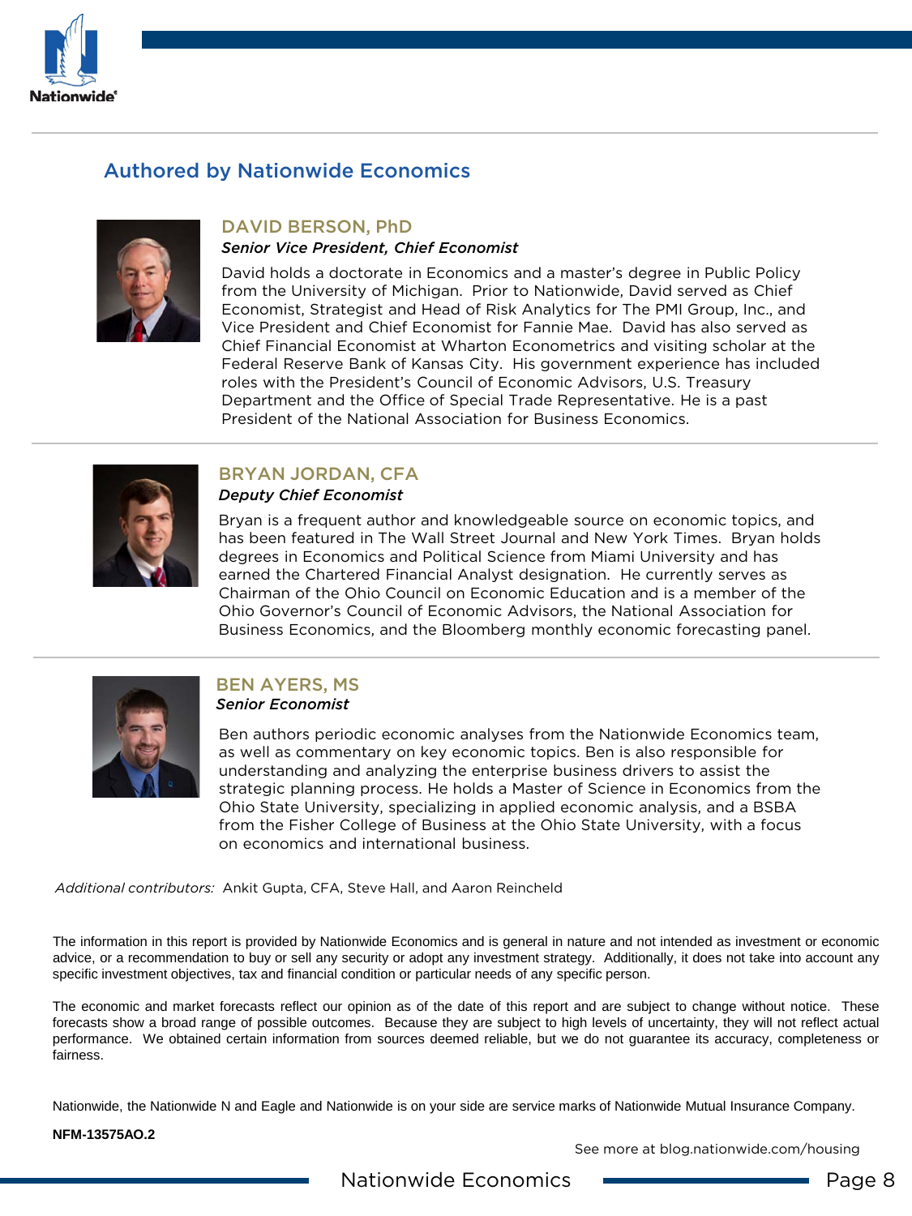## Authored by Nationwide Economics

### DAVID BERSON, PhD

*Senior Vice President, Chief Economist*

David holds a doctorate in Economics and a master's degree in Public Policy from the University of Michigan. Prior to Nationwide, David served as Chief Economist, Strategist and Head of Risk Analytics for The PMI Group, Inc., and Vice President and Chief Economist for Fannie Mae. David has also served as Chief Financial Economist at Wharton Econometrics and visiting scholar at the Federal Reserve Bank of Kansas City. His government experience has included roles with the President's Council of Economic Advisors, U.S. Treasury Department and the Office of Special Trade Representative. He is a past President of the National Association for Business Economics.

### BRYAN JORDAN, CFA

*Deputy Chief Economist*

Bryan is a frequent author and knowledgeable source on economic topics, and has been featured in The Wall Street Journal and New York Times. Bryan holds degrees in Economics and Political Science from Miami University and has earned the Chartered Financial Analyst designation. He currently serves as Chairman of the Ohio Council on Economic Education and is a member of the Ohio Governor's Council of Economic Advisors, the National Association for Business Economics, and the Bloomberg monthly economic forecasting panel.

### BEN AYERS, MS

*Senior Economist*

Ben authors periodic economic analyses from the Nationwide Economics team, as well as commentary on key economic topics. Ben is also responsible for understanding and analyzing the enterprise business drivers to assist the strategic planning process. He holds a Master of Science in Economics from the Ohio State University, specializing in applied economic analysis, and a BSBA from the Fisher College of Business at the Ohio State University, with a focus on economics and international business.

*Additional contributors:* Ankit Gupta, CFA, Steve Hall, and Aaron Reincheld

The information in this report is provided by Nationwide Economics and is general in nature and not intended as investment or economic advice, or a recommendation to buy or sell any security or adopt any investment strategy. Additionally, it does not take into account any specific investment objectives, tax and financial condition or particular needs of any specific person.

The economic and market forecasts reflect our opinion as of the date of this report and are subject to change without notice. These forecasts show a broad range of possible outcomes. Because they are subject to high levels of uncertainty, they will not reflect actual performance. We obtained certain information from sources deemed reliable, but we do not guarantee its accuracy, completeness or fairness.

Nationwide, the Nationwide N and Eagle and Nationwide is on your side are service marks of Nationwide Mutual Insurance Company.

**NFM-13575AO.2**

See more at blog.nationwide.com/housing